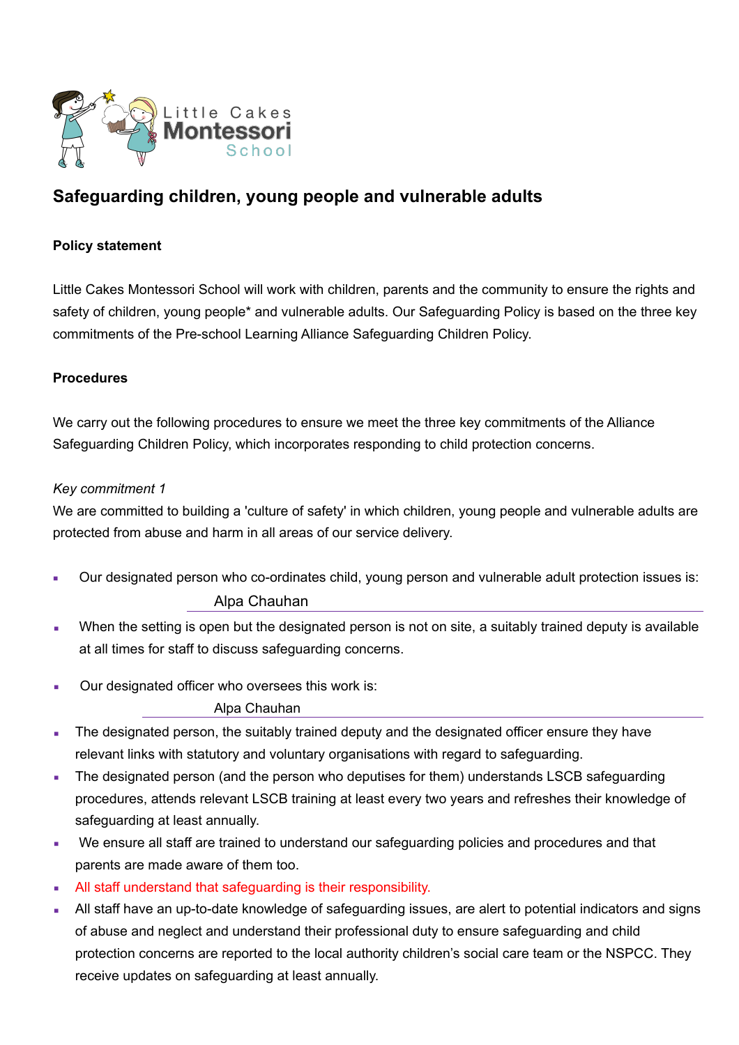Little Cakes Montessori School

# Safeguarding children, young people and vulnerable adults

**Policy statement**

Little Cakes Montessori School will work with children, parents and the community to ensure the rights and safety of children, young people* and vulnerable adults. Our Safeguarding Policy is based on the three key commitments of the Pre-school Learning Alliance Safeguarding Children Policy.

**Procedures**

We carry out the following procedures to ensure we meet the three key commitments of the Alliance Safeguarding Children Policy, which incorporates responding to child protection concerns.

*Key commitment 1*

We are committed to building a 'culture of safety' in which children, young people and vulnerable adults are protected from abuse and harm in all areas of our service delivery.

- Our designated person who co-ordinates child, young person and vulnerable adult protection issues is:
  Alpa Chauhan
- When the setting is open but the designated person is not on site, a suitably trained deputy is available at all times for staff to discuss safeguarding concerns.
- Our designated officer who oversees this work is:
  Alpa Chauhan
- The designated person, the suitably trained deputy and the designated officer ensure they have relevant links with statutory and voluntary organisations with regard to safeguarding.
- The designated person (and the person who deputises for them) understands LSCB safeguarding procedures, attends relevant LSCB training at least every two years and refreshes their knowledge of safeguarding at least annually.
- We ensure all staff are trained to understand our safeguarding policies and procedures and that parents are made aware of them too.
- All staff understand that safeguarding is their responsibility.
- All staff have an up-to-date knowledge of safeguarding issues, are alert to potential indicators and signs of abuse and neglect and understand their professional duty to ensure safeguarding and child protection concerns are reported to the local authority children's social care team or the NSPCC. They receive updates on safeguarding at least annually.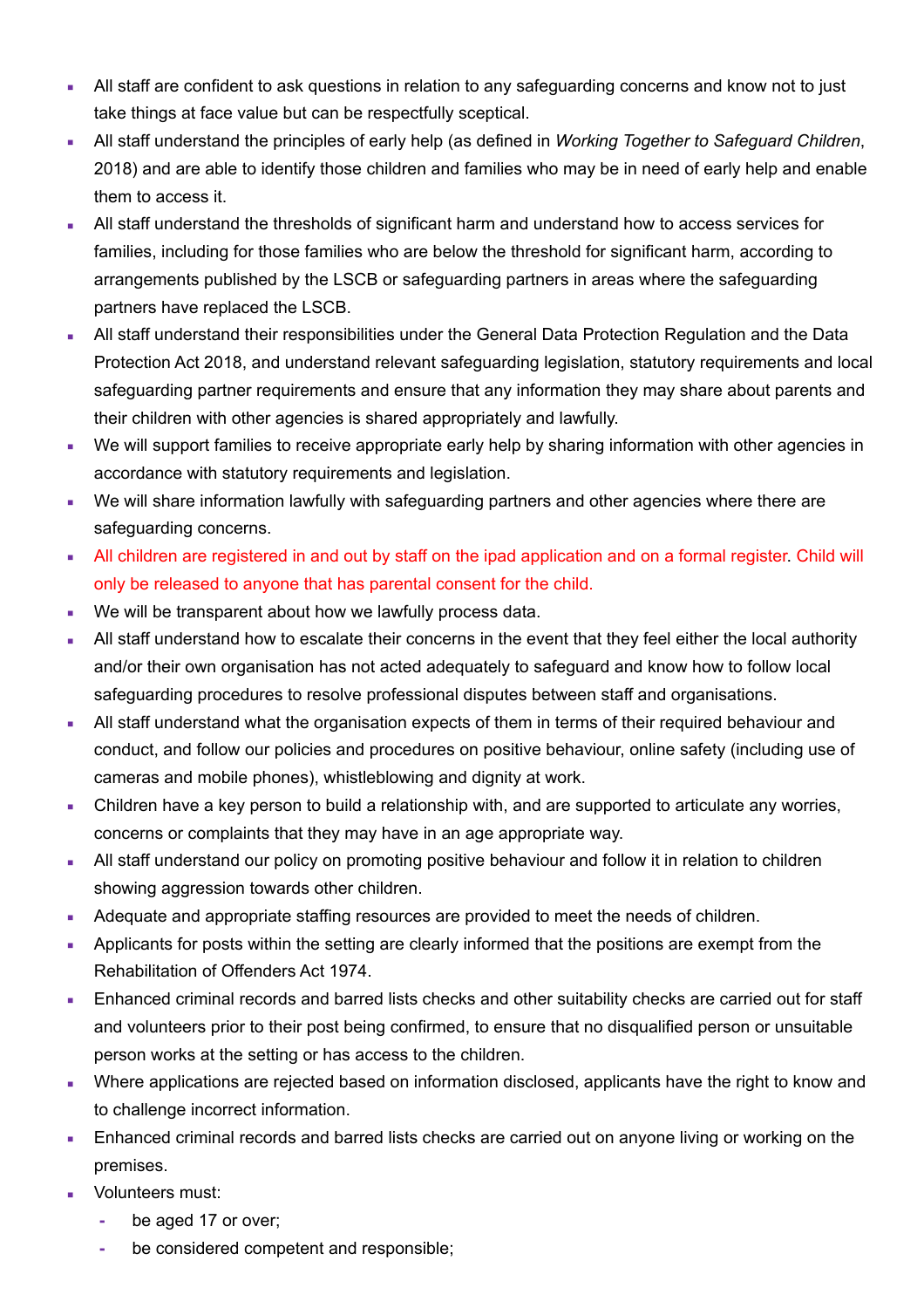- All staff are confident to ask questions in relation to any safeguarding concerns and know not to just take things at face value but can be respectfully sceptical.
- All staff understand the principles of early help (as defined in *Working Together to Safeguard Children*, 2018) and are able to identify those children and families who may be in need of early help and enable them to access it.
- All staff understand the thresholds of significant harm and understand how to access services for families, including for those families who are below the threshold for significant harm, according to arrangements published by the LSCB or safeguarding partners in areas where the safeguarding partners have replaced the LSCB.
- All staff understand their responsibilities under the General Data Protection Regulation and the Data Protection Act 2018, and understand relevant safeguarding legislation, statutory requirements and local safeguarding partner requirements and ensure that any information they may share about parents and their children with other agencies is shared appropriately and lawfully.
- We will support families to receive appropriate early help by sharing information with other agencies in accordance with statutory requirements and legislation.
- We will share information lawfully with safeguarding partners and other agencies where there are safeguarding concerns.
- All children are registered in and out by staff on the ipad application and on a formal register. Child will only be released to anyone that has parental consent for the child.
- We will be transparent about how we lawfully process data.
- All staff understand how to escalate their concerns in the event that they feel either the local authority and/or their own organisation has not acted adequately to safeguard and know how to follow local safeguarding procedures to resolve professional disputes between staff and organisations.
- All staff understand what the organisation expects of them in terms of their required behaviour and conduct, and follow our policies and procedures on positive behaviour, online safety (including use of cameras and mobile phones), whistleblowing and dignity at work.
- Children have a key person to build a relationship with, and are supported to articulate any worries, concerns or complaints that they may have in an age appropriate way.
- All staff understand our policy on promoting positive behaviour and follow it in relation to children showing aggression towards other children.
- Adequate and appropriate staffing resources are provided to meet the needs of children.
- Applicants for posts within the setting are clearly informed that the positions are exempt from the Rehabilitation of Offenders Act 1974.
- Enhanced criminal records and barred lists checks and other suitability checks are carried out for staff and volunteers prior to their post being confirmed, to ensure that no disqualified person or unsuitable person works at the setting or has access to the children.
- Where applications are rejected based on information disclosed, applicants have the right to know and to challenge incorrect information.
- Enhanced criminal records and barred lists checks are carried out on anyone living or working on the premises.
- Volunteers must:
  - be aged 17 or over;
  - be considered competent and responsible;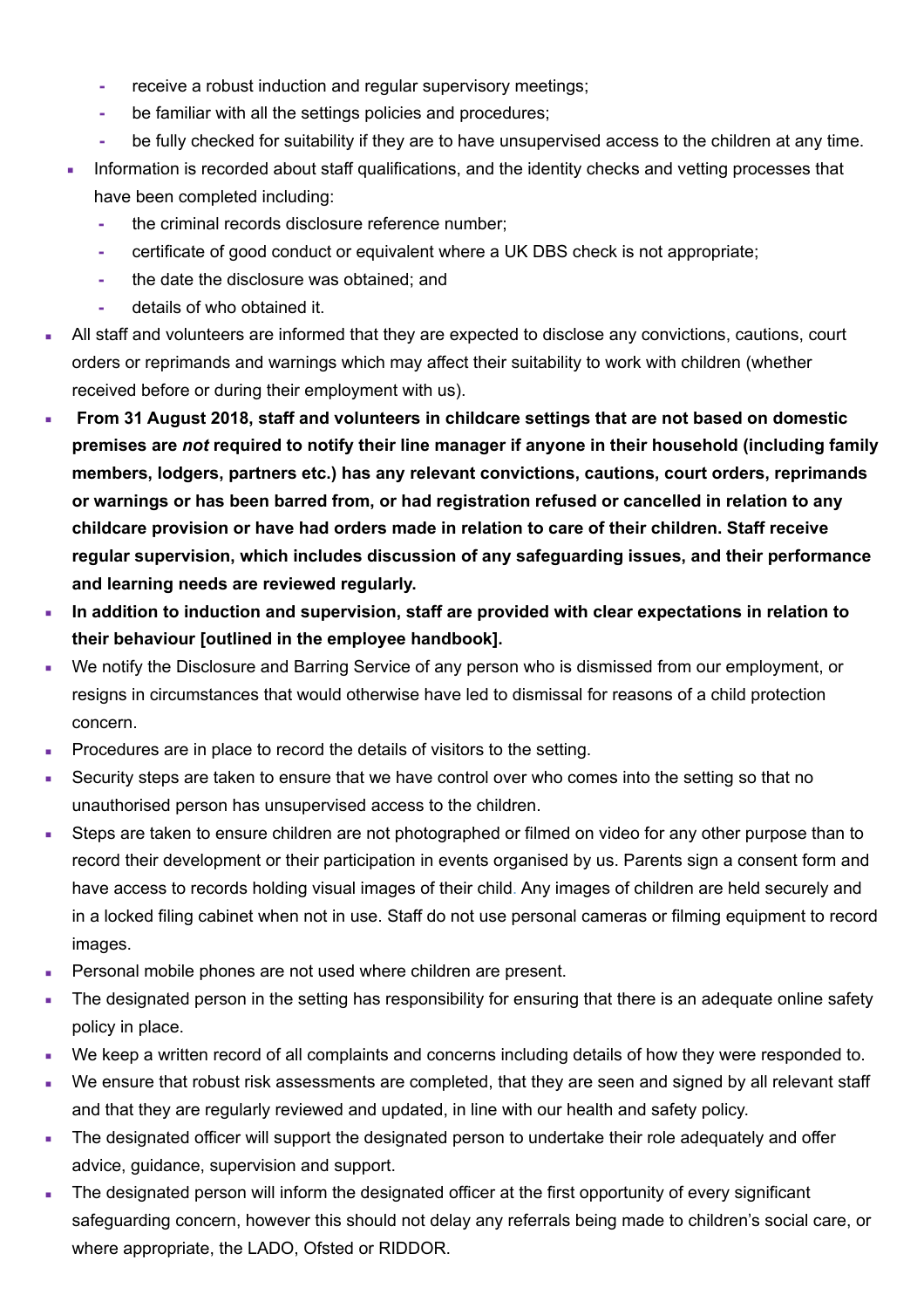- receive a robust induction and regular supervisory meetings;
  - be familiar with all the settings policies and procedures;
  - be fully checked for suitability if they are to have unsupervised access to the children at any time.
- Information is recorded about staff qualifications, and the identity checks and vetting processes that have been completed including:
  - the criminal records disclosure reference number;
  - certificate of good conduct or equivalent where a UK DBS check is not appropriate;
  - the date the disclosure was obtained; and
  - details of who obtained it.

- All staff and volunteers are informed that they are expected to disclose any convictions, cautions, court orders or reprimands and warnings which may affect their suitability to work with children (whether received before or during their employment with us).
- **From 31 August 2018, staff and volunteers in childcare settings that are not based on domestic premises are *not* required to notify their line manager if anyone in their household (including family members, lodgers, partners etc.) has any relevant convictions, cautions, court orders, reprimands or warnings or has been barred from, or had registration refused or cancelled in relation to any childcare provision or have had orders made in relation to care of their children. Staff receive regular supervision, which includes discussion of any safeguarding issues, and their performance and learning needs are reviewed regularly.**
- **In addition to induction and supervision, staff are provided with clear expectations in relation to their behaviour [outlined in the employee handbook].**
- We notify the Disclosure and Barring Service of any person who is dismissed from our employment, or resigns in circumstances that would otherwise have led to dismissal for reasons of a child protection concern.
- Procedures are in place to record the details of visitors to the setting.
- Security steps are taken to ensure that we have control over who comes into the setting so that no unauthorised person has unsupervised access to the children.
- Steps are taken to ensure children are not photographed or filmed on video for any other purpose than to record their development or their participation in events organised by us. Parents sign a consent form and have access to records holding visual images of their child. Any images of children are held securely and in a locked filing cabinet when not in use. Staff do not use personal cameras or filming equipment to record images.
- Personal mobile phones are not used where children are present.
- The designated person in the setting has responsibility for ensuring that there is an adequate online safety policy in place.
- We keep a written record of all complaints and concerns including details of how they were responded to.
- We ensure that robust risk assessments are completed, that they are seen and signed by all relevant staff and that they are regularly reviewed and updated, in line with our health and safety policy.
- The designated officer will support the designated person to undertake their role adequately and offer advice, guidance, supervision and support.
- The designated person will inform the designated officer at the first opportunity of every significant safeguarding concern, however this should not delay any referrals being made to children's social care, or where appropriate, the LADO, Ofsted or RIDDOR.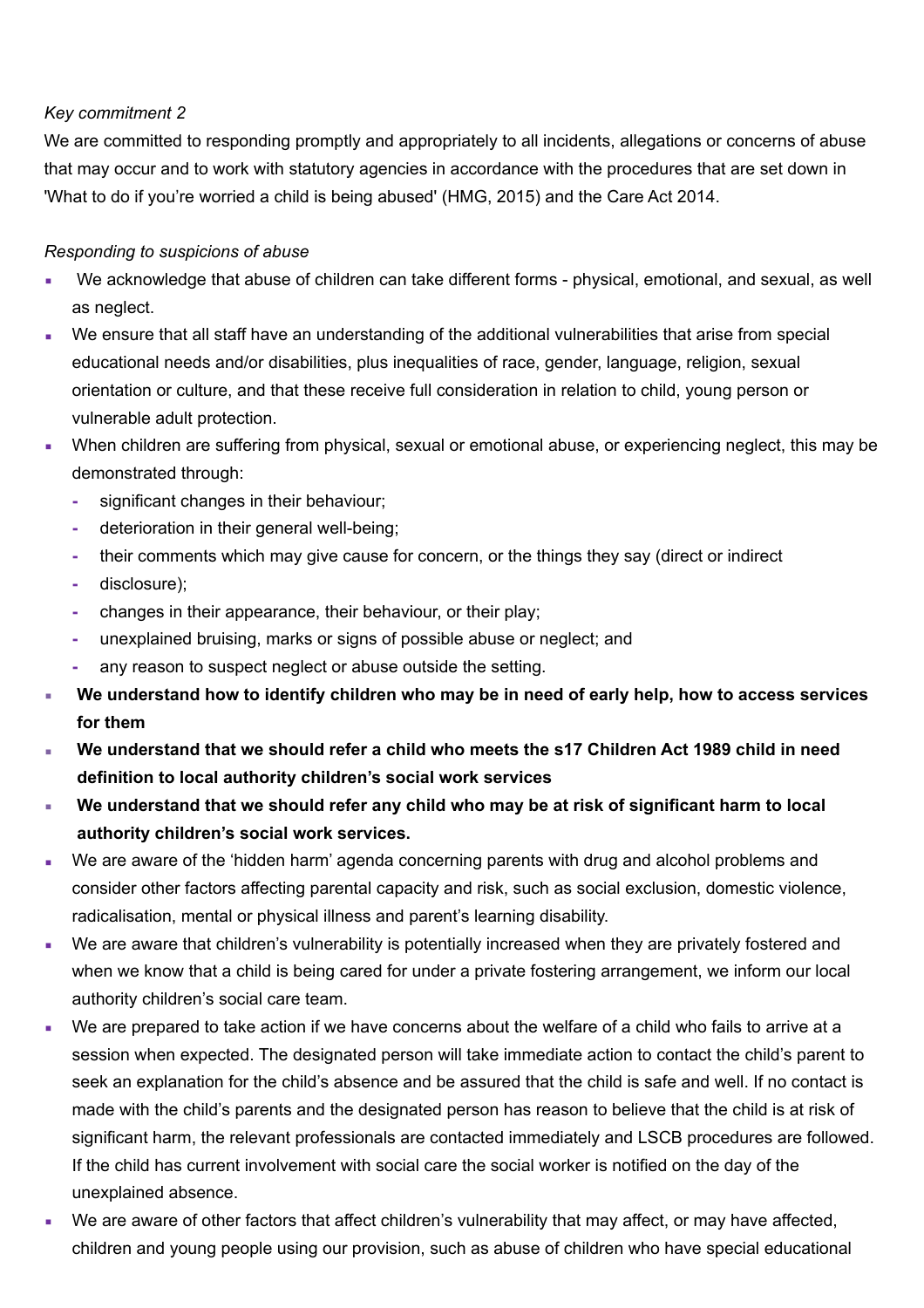*Key commitment 2*

We are committed to responding promptly and appropriately to all incidents, allegations or concerns of abuse that may occur and to work with statutory agencies in accordance with the procedures that are set down in 'What to do if you're worried a child is being abused' (HMG, 2015) and the Care Act 2014.

*Responding to suspicions of abuse*

- We acknowledge that abuse of children can take different forms - physical, emotional, and sexual, as well as neglect.
- We ensure that all staff have an understanding of the additional vulnerabilities that arise from special educational needs and/or disabilities, plus inequalities of race, gender, language, religion, sexual orientation or culture, and that these receive full consideration in relation to child, young person or vulnerable adult protection.
- When children are suffering from physical, sexual or emotional abuse, or experiencing neglect, this may be demonstrated through:
  - significant changes in their behaviour;
  - deterioration in their general well-being;
  - their comments which may give cause for concern, or the things they say (direct or indirect
  - disclosure);
  - changes in their appearance, their behaviour, or their play;
  - unexplained bruising, marks or signs of possible abuse or neglect; and
  - any reason to suspect neglect or abuse outside the setting.
- **We understand how to identify children who may be in need of early help, how to access services for them**
- **We understand that we should refer a child who meets the s17 Children Act 1989 child in need definition to local authority children's social work services**
- **We understand that we should refer any child who may be at risk of significant harm to local authority children's social work services.**
- We are aware of the 'hidden harm' agenda concerning parents with drug and alcohol problems and consider other factors affecting parental capacity and risk, such as social exclusion, domestic violence, radicalisation, mental or physical illness and parent's learning disability.
- We are aware that children's vulnerability is potentially increased when they are privately fostered and when we know that a child is being cared for under a private fostering arrangement, we inform our local authority children's social care team.
- We are prepared to take action if we have concerns about the welfare of a child who fails to arrive at a session when expected. The designated person will take immediate action to contact the child's parent to seek an explanation for the child's absence and be assured that the child is safe and well. If no contact is made with the child's parents and the designated person has reason to believe that the child is at risk of significant harm, the relevant professionals are contacted immediately and LSCB procedures are followed. If the child has current involvement with social care the social worker is notified on the day of the unexplained absence.
- We are aware of other factors that affect children's vulnerability that may affect, or may have affected, children and young people using our provision, such as abuse of children who have special educational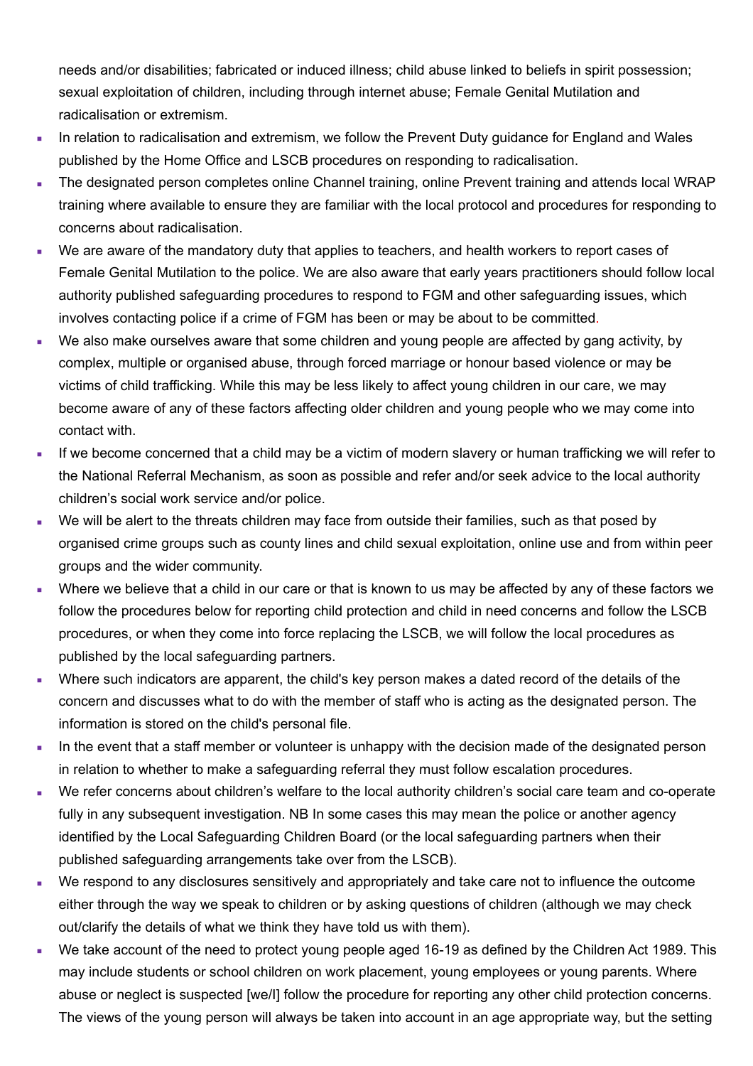needs and/or disabilities; fabricated or induced illness; child abuse linked to beliefs in spirit possession; sexual exploitation of children, including through internet abuse; Female Genital Mutilation and radicalisation or extremism.

- In relation to radicalisation and extremism, we follow the Prevent Duty guidance for England and Wales published by the Home Office and LSCB procedures on responding to radicalisation.
- The designated person completes online Channel training, online Prevent training and attends local WRAP training where available to ensure they are familiar with the local protocol and procedures for responding to concerns about radicalisation.
- We are aware of the mandatory duty that applies to teachers, and health workers to report cases of Female Genital Mutilation to the police. We are also aware that early years practitioners should follow local authority published safeguarding procedures to respond to FGM and other safeguarding issues, which involves contacting police if a crime of FGM has been or may be about to be committed.
- We also make ourselves aware that some children and young people are affected by gang activity, by complex, multiple or organised abuse, through forced marriage or honour based violence or may be victims of child trafficking. While this may be less likely to affect young children in our care, we may become aware of any of these factors affecting older children and young people who we may come into contact with.
- If we become concerned that a child may be a victim of modern slavery or human trafficking we will refer to the National Referral Mechanism, as soon as possible and refer and/or seek advice to the local authority children's social work service and/or police.
- We will be alert to the threats children may face from outside their families, such as that posed by organised crime groups such as county lines and child sexual exploitation, online use and from within peer groups and the wider community.
- Where we believe that a child in our care or that is known to us may be affected by any of these factors we follow the procedures below for reporting child protection and child in need concerns and follow the LSCB procedures, or when they come into force replacing the LSCB, we will follow the local procedures as published by the local safeguarding partners.
- Where such indicators are apparent, the child's key person makes a dated record of the details of the concern and discusses what to do with the member of staff who is acting as the designated person. The information is stored on the child's personal file.
- In the event that a staff member or volunteer is unhappy with the decision made of the designated person in relation to whether to make a safeguarding referral they must follow escalation procedures.
- We refer concerns about children's welfare to the local authority children's social care team and co-operate fully in any subsequent investigation. NB In some cases this may mean the police or another agency identified by the Local Safeguarding Children Board (or the local safeguarding partners when their published safeguarding arrangements take over from the LSCB).
- We respond to any disclosures sensitively and appropriately and take care not to influence the outcome either through the way we speak to children or by asking questions of children (although we may check out/clarify the details of what we think they have told us with them).
- We take account of the need to protect young people aged 16-19 as defined by the Children Act 1989. This may include students or school children on work placement, young employees or young parents. Where abuse or neglect is suspected [we/I] follow the procedure for reporting any other child protection concerns. The views of the young person will always be taken into account in an age appropriate way, but the setting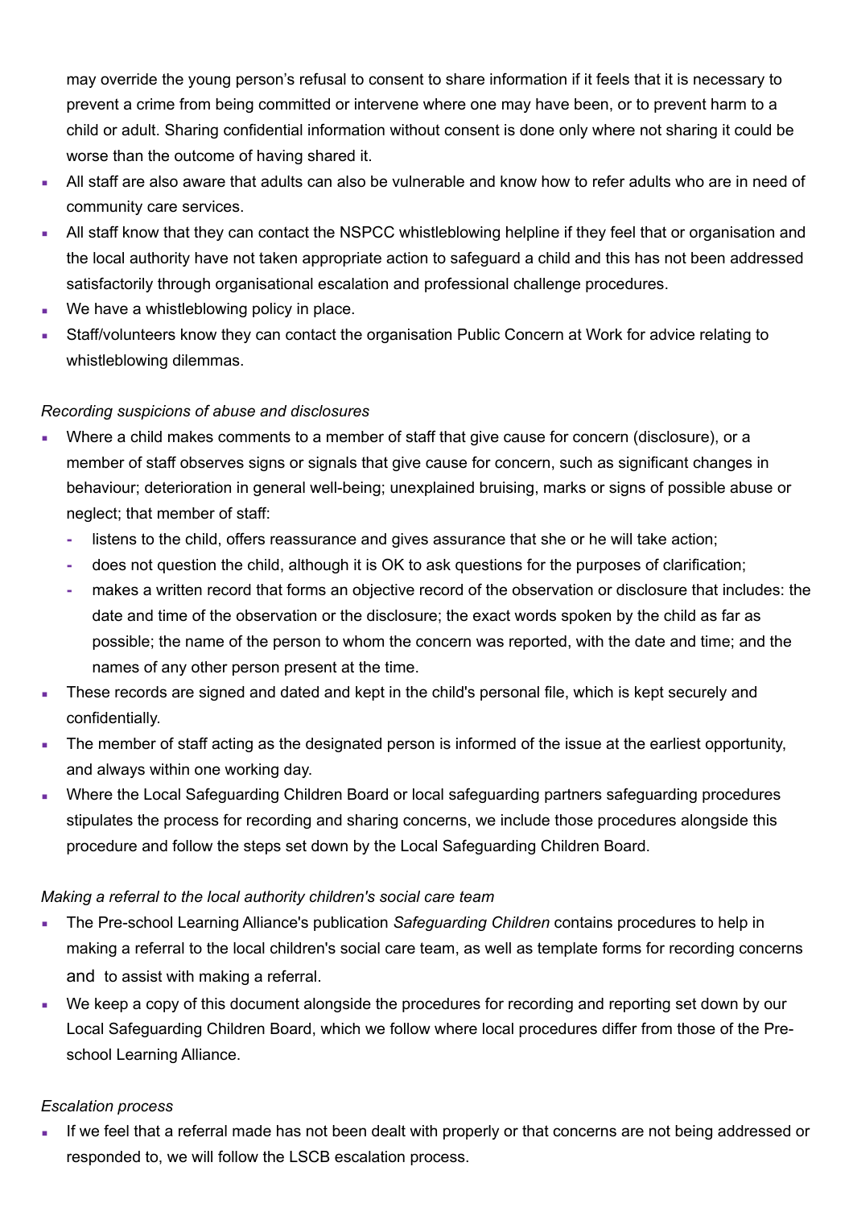may override the young person's refusal to consent to share information if it feels that it is necessary to prevent a crime from being committed or intervene where one may have been, or to prevent harm to a child or adult. Sharing confidential information without consent is done only where not sharing it could be worse than the outcome of having shared it.

- All staff are also aware that adults can also be vulnerable and know how to refer adults who are in need of community care services.
- All staff know that they can contact the NSPCC whistleblowing helpline if they feel that or organisation and the local authority have not taken appropriate action to safeguard a child and this has not been addressed satisfactorily through organisational escalation and professional challenge procedures.
- We have a whistleblowing policy in place.
- Staff/volunteers know they can contact the organisation Public Concern at Work for advice relating to whistleblowing dilemmas.

*Recording suspicions of abuse and disclosures*

- Where a child makes comments to a member of staff that give cause for concern (disclosure), or a member of staff observes signs or signals that give cause for concern, such as significant changes in behaviour; deterioration in general well-being; unexplained bruising, marks or signs of possible abuse or neglect; that member of staff:
  - listens to the child, offers reassurance and gives assurance that she or he will take action;
  - does not question the child, although it is OK to ask questions for the purposes of clarification;
  - makes a written record that forms an objective record of the observation or disclosure that includes: the date and time of the observation or the disclosure; the exact words spoken by the child as far as possible; the name of the person to whom the concern was reported, with the date and time; and the names of any other person present at the time.
- These records are signed and dated and kept in the child's personal file, which is kept securely and confidentially.
- The member of staff acting as the designated person is informed of the issue at the earliest opportunity, and always within one working day.
- Where the Local Safeguarding Children Board or local safeguarding partners safeguarding procedures stipulates the process for recording and sharing concerns, we include those procedures alongside this procedure and follow the steps set down by the Local Safeguarding Children Board.

*Making a referral to the local authority children's social care team*

- The Pre-school Learning Alliance's publication *Safeguarding Children* contains procedures to help in making a referral to the local children's social care team, as well as template forms for recording concerns and to assist with making a referral.
- We keep a copy of this document alongside the procedures for recording and reporting set down by our Local Safeguarding Children Board, which we follow where local procedures differ from those of the Pre-school Learning Alliance.

*Escalation process*

- If we feel that a referral made has not been dealt with properly or that concerns are not being addressed or responded to, we will follow the LSCB escalation process.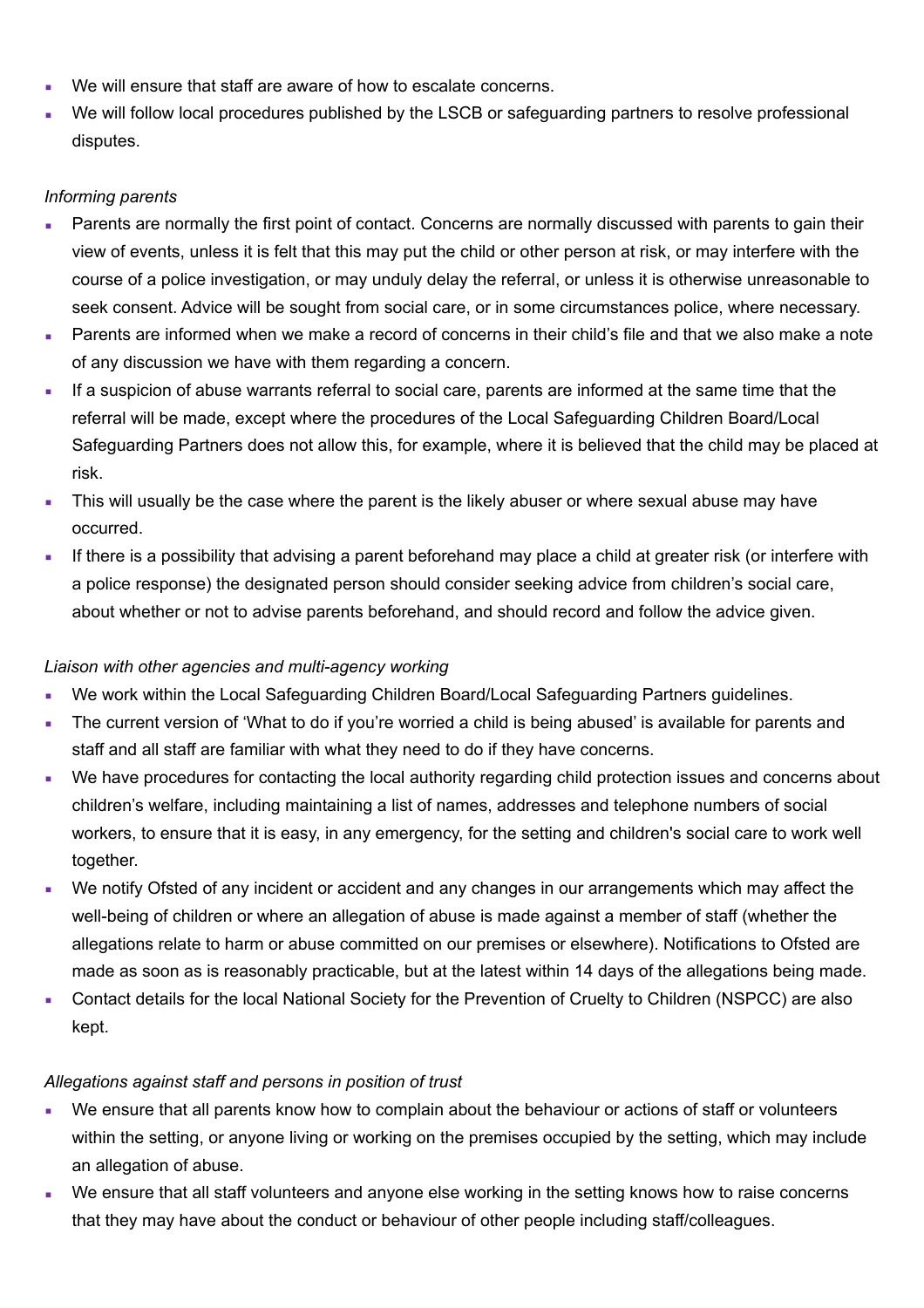- We will ensure that staff are aware of how to escalate concerns.
- We will follow local procedures published by the LSCB or safeguarding partners to resolve professional disputes.

*Informing parents*

- Parents are normally the first point of contact. Concerns are normally discussed with parents to gain their view of events, unless it is felt that this may put the child or other person at risk, or may interfere with the course of a police investigation, or may unduly delay the referral, or unless it is otherwise unreasonable to seek consent. Advice will be sought from social care, or in some circumstances police, where necessary.
- Parents are informed when we make a record of concerns in their child's file and that we also make a note of any discussion we have with them regarding a concern.
- If a suspicion of abuse warrants referral to social care, parents are informed at the same time that the referral will be made, except where the procedures of the Local Safeguarding Children Board/Local Safeguarding Partners does not allow this, for example, where it is believed that the child may be placed at risk.
- This will usually be the case where the parent is the likely abuser or where sexual abuse may have occurred.
- If there is a possibility that advising a parent beforehand may place a child at greater risk (or interfere with a police response) the designated person should consider seeking advice from children's social care, about whether or not to advise parents beforehand, and should record and follow the advice given.

*Liaison with other agencies and multi-agency working*

- We work within the Local Safeguarding Children Board/Local Safeguarding Partners guidelines.
- The current version of 'What to do if you're worried a child is being abused' is available for parents and staff and all staff are familiar with what they need to do if they have concerns.
- We have procedures for contacting the local authority regarding child protection issues and concerns about children's welfare, including maintaining a list of names, addresses and telephone numbers of social workers, to ensure that it is easy, in any emergency, for the setting and children's social care to work well together.
- We notify Ofsted of any incident or accident and any changes in our arrangements which may affect the well-being of children or where an allegation of abuse is made against a member of staff (whether the allegations relate to harm or abuse committed on our premises or elsewhere). Notifications to Ofsted are made as soon as is reasonably practicable, but at the latest within 14 days of the allegations being made.
- Contact details for the local National Society for the Prevention of Cruelty to Children (NSPCC) are also kept.

*Allegations against staff and persons in position of trust*

- We ensure that all parents know how to complain about the behaviour or actions of staff or volunteers within the setting, or anyone living or working on the premises occupied by the setting, which may include an allegation of abuse.
- We ensure that all staff volunteers and anyone else working in the setting knows how to raise concerns that they may have about the conduct or behaviour of other people including staff/colleagues.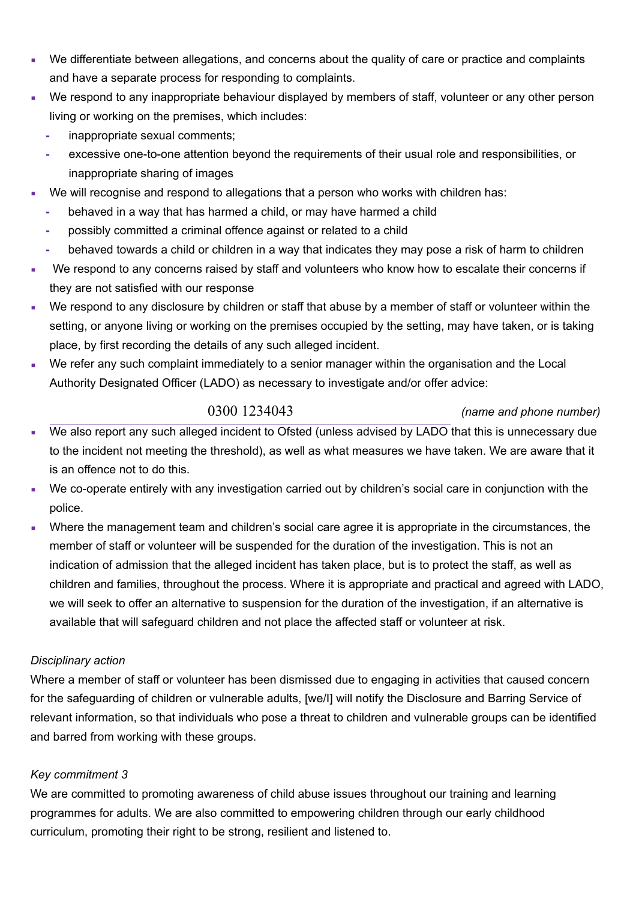- We differentiate between allegations, and concerns about the quality of care or practice and complaints and have a separate process for responding to complaints.
- We respond to any inappropriate behaviour displayed by members of staff, volunteer or any other person living or working on the premises, which includes:
  - inappropriate sexual comments;
  - excessive one-to-one attention beyond the requirements of their usual role and responsibilities, or inappropriate sharing of images
- We will recognise and respond to allegations that a person who works with children has:
  - behaved in a way that has harmed a child, or may have harmed a child
  - possibly committed a criminal offence against or related to a child
  - behaved towards a child or children in a way that indicates they may pose a risk of harm to children
- We respond to any concerns raised by staff and volunteers who know how to escalate their concerns if they are not satisfied with our response
- We respond to any disclosure by children or staff that abuse by a member of staff or volunteer within the setting, or anyone living or working on the premises occupied by the setting, may have taken, or is taking place, by first recording the details of any such alleged incident.
- We refer any such complaint immediately to a senior manager within the organisation and the Local Authority Designated Officer (LADO) as necessary to investigate and/or offer advice:

  0300 1234043 *(name and phone number)*

- We also report any such alleged incident to Ofsted (unless advised by LADO that this is unnecessary due to the incident not meeting the threshold), as well as what measures we have taken. We are aware that it is an offence not to do this.
- We co-operate entirely with any investigation carried out by children's social care in conjunction with the police.
- Where the management team and children's social care agree it is appropriate in the circumstances, the member of staff or volunteer will be suspended for the duration of the investigation. This is not an indication of admission that the alleged incident has taken place, but is to protect the staff, as well as children and families, throughout the process. Where it is appropriate and practical and agreed with LADO, we will seek to offer an alternative to suspension for the duration of the investigation, if an alternative is available that will safeguard children and not place the affected staff or volunteer at risk.

*Disciplinary action*

Where a member of staff or volunteer has been dismissed due to engaging in activities that caused concern for the safeguarding of children or vulnerable adults, [we/I] will notify the Disclosure and Barring Service of relevant information, so that individuals who pose a threat to children and vulnerable groups can be identified and barred from working with these groups.

*Key commitment 3*

We are committed to promoting awareness of child abuse issues throughout our training and learning programmes for adults. We are also committed to empowering children through our early childhood curriculum, promoting their right to be strong, resilient and listened to.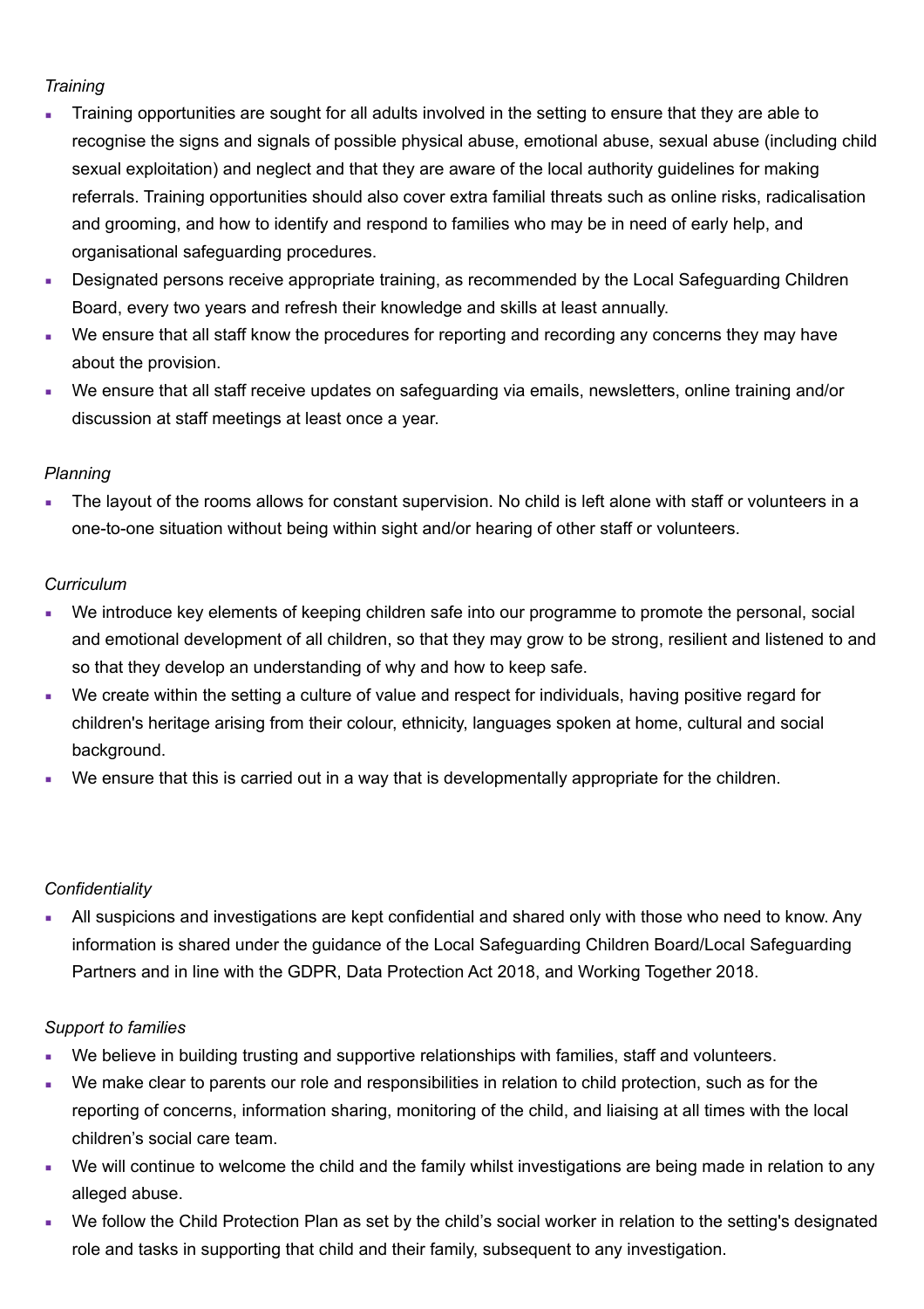*Training*

- Training opportunities are sought for all adults involved in the setting to ensure that they are able to recognise the signs and signals of possible physical abuse, emotional abuse, sexual abuse (including child sexual exploitation) and neglect and that they are aware of the local authority guidelines for making referrals. Training opportunities should also cover extra familial threats such as online risks, radicalisation and grooming, and how to identify and respond to families who may be in need of early help, and organisational safeguarding procedures.
- Designated persons receive appropriate training, as recommended by the Local Safeguarding Children Board, every two years and refresh their knowledge and skills at least annually.
- We ensure that all staff know the procedures for reporting and recording any concerns they may have about the provision.
- We ensure that all staff receive updates on safeguarding via emails, newsletters, online training and/or discussion at staff meetings at least once a year.

*Planning*

- The layout of the rooms allows for constant supervision. No child is left alone with staff or volunteers in a one-to-one situation without being within sight and/or hearing of other staff or volunteers.

*Curriculum*

- We introduce key elements of keeping children safe into our programme to promote the personal, social and emotional development of all children, so that they may grow to be strong, resilient and listened to and so that they develop an understanding of why and how to keep safe.
- We create within the setting a culture of value and respect for individuals, having positive regard for children's heritage arising from their colour, ethnicity, languages spoken at home, cultural and social background.
- We ensure that this is carried out in a way that is developmentally appropriate for the children.

*Confidentiality*

- All suspicions and investigations are kept confidential and shared only with those who need to know. Any information is shared under the guidance of the Local Safeguarding Children Board/Local Safeguarding Partners and in line with the GDPR, Data Protection Act 2018, and Working Together 2018.

*Support to families*

- We believe in building trusting and supportive relationships with families, staff and volunteers.
- We make clear to parents our role and responsibilities in relation to child protection, such as for the reporting of concerns, information sharing, monitoring of the child, and liaising at all times with the local children's social care team.
- We will continue to welcome the child and the family whilst investigations are being made in relation to any alleged abuse.
- We follow the Child Protection Plan as set by the child's social worker in relation to the setting's designated role and tasks in supporting that child and their family, subsequent to any investigation.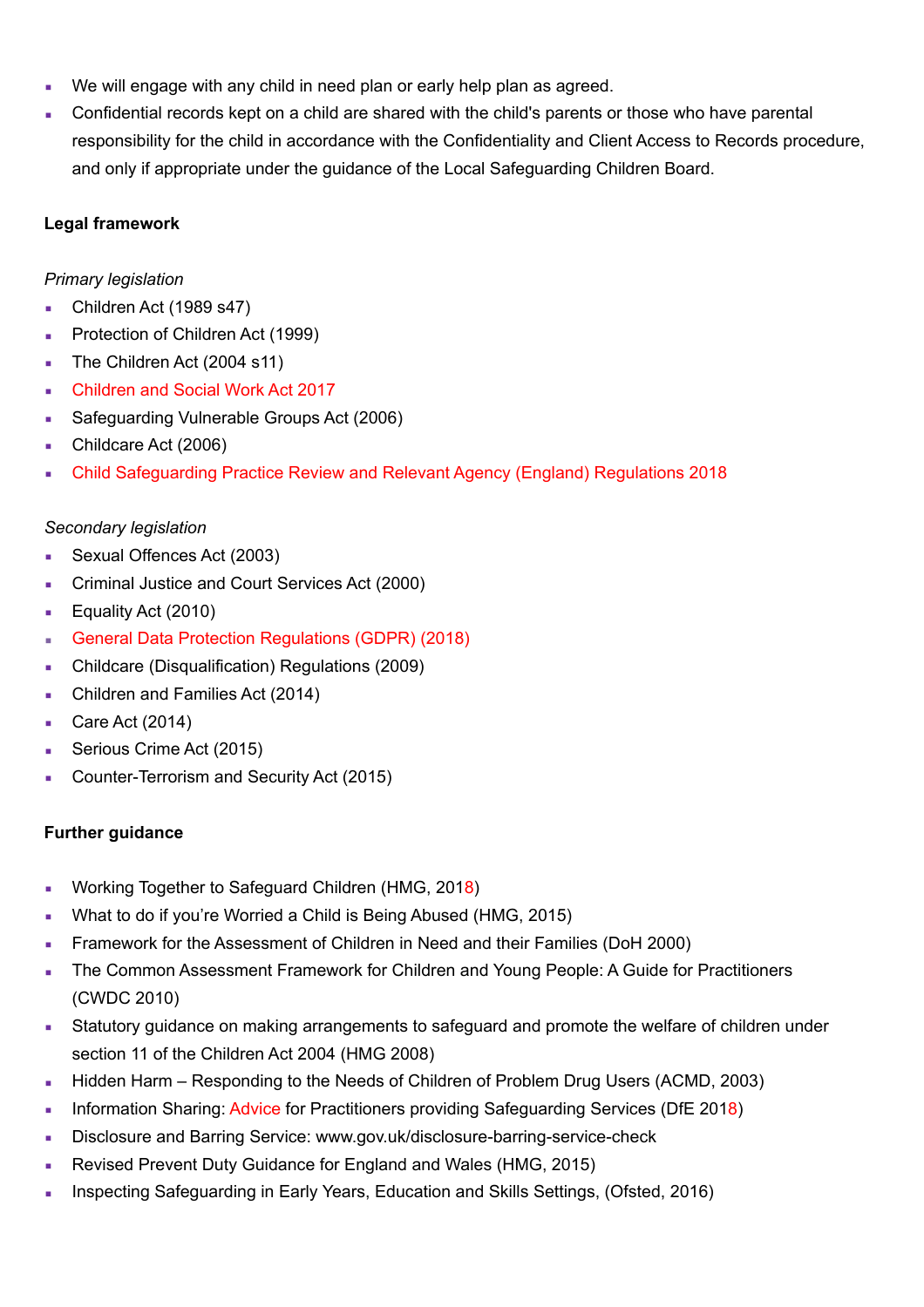- We will engage with any child in need plan or early help plan as agreed.
- Confidential records kept on a child are shared with the child's parents or those who have parental responsibility for the child in accordance with the Confidentiality and Client Access to Records procedure, and only if appropriate under the guidance of the Local Safeguarding Children Board.

**Legal framework**

*Primary legislation*

- Children Act (1989 s47)
- Protection of Children Act (1999)
- The Children Act (2004 s11)
- Children and Social Work Act 2017
- Safeguarding Vulnerable Groups Act (2006)
- Childcare Act (2006)
- Child Safeguarding Practice Review and Relevant Agency (England) Regulations 2018

*Secondary legislation*

- Sexual Offences Act (2003)
- Criminal Justice and Court Services Act (2000)
- Equality Act (2010)
- General Data Protection Regulations (GDPR) (2018)
- Childcare (Disqualification) Regulations (2009)
- Children and Families Act (2014)
- Care Act (2014)
- Serious Crime Act (2015)
- Counter-Terrorism and Security Act (2015)

**Further guidance**

- Working Together to Safeguard Children (HMG, 2018)
- What to do if you're Worried a Child is Being Abused (HMG, 2015)
- Framework for the Assessment of Children in Need and their Families (DoH 2000)
- The Common Assessment Framework for Children and Young People: A Guide for Practitioners (CWDC 2010)
- Statutory guidance on making arrangements to safeguard and promote the welfare of children under section 11 of the Children Act 2004 (HMG 2008)
- Hidden Harm – Responding to the Needs of Children of Problem Drug Users (ACMD, 2003)
- Information Sharing: Advice for Practitioners providing Safeguarding Services (DfE 2018)
- Disclosure and Barring Service: www.gov.uk/disclosure-barring-service-check
- Revised Prevent Duty Guidance for England and Wales (HMG, 2015)
- Inspecting Safeguarding in Early Years, Education and Skills Settings, (Ofsted, 2016)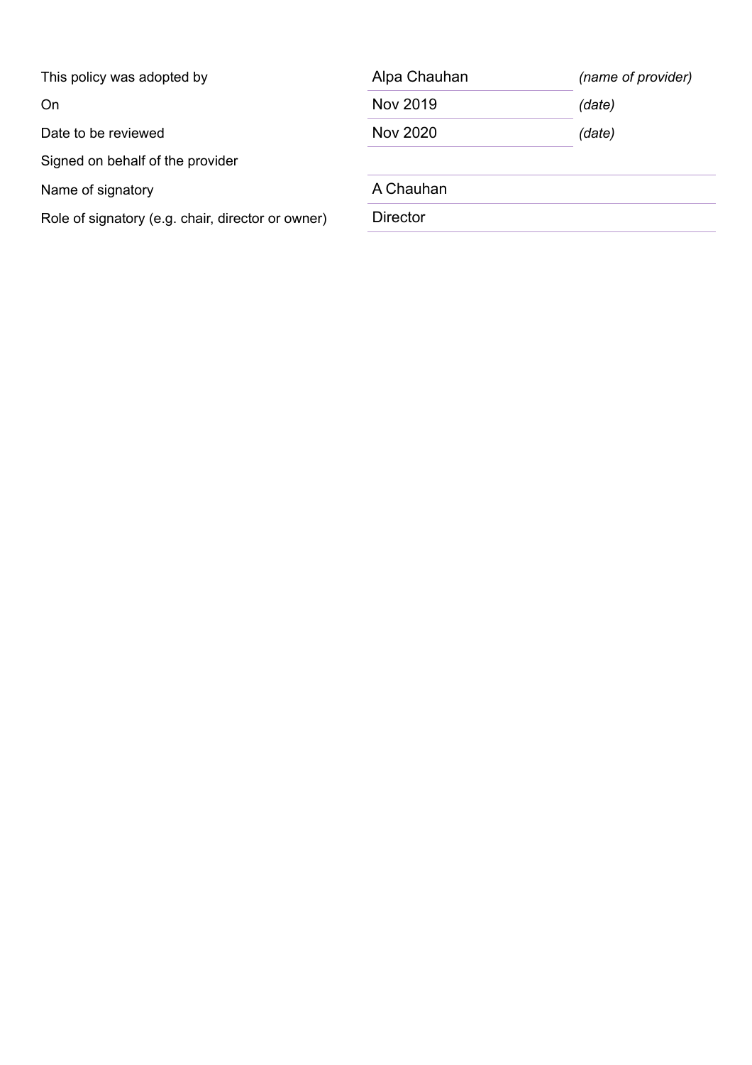| | | |
|---|---|---|
| This policy was adopted by | Alpa Chauhan | *(name of provider)* |
| On | Nov 2019 | *(date)* |
| Date to be reviewed | Nov 2020 | *(date)* |
| Signed on behalf of the provider | | |
| Name of signatory | A Chauhan | |
| Role of signatory (e.g. chair, director or owner) | Director | |